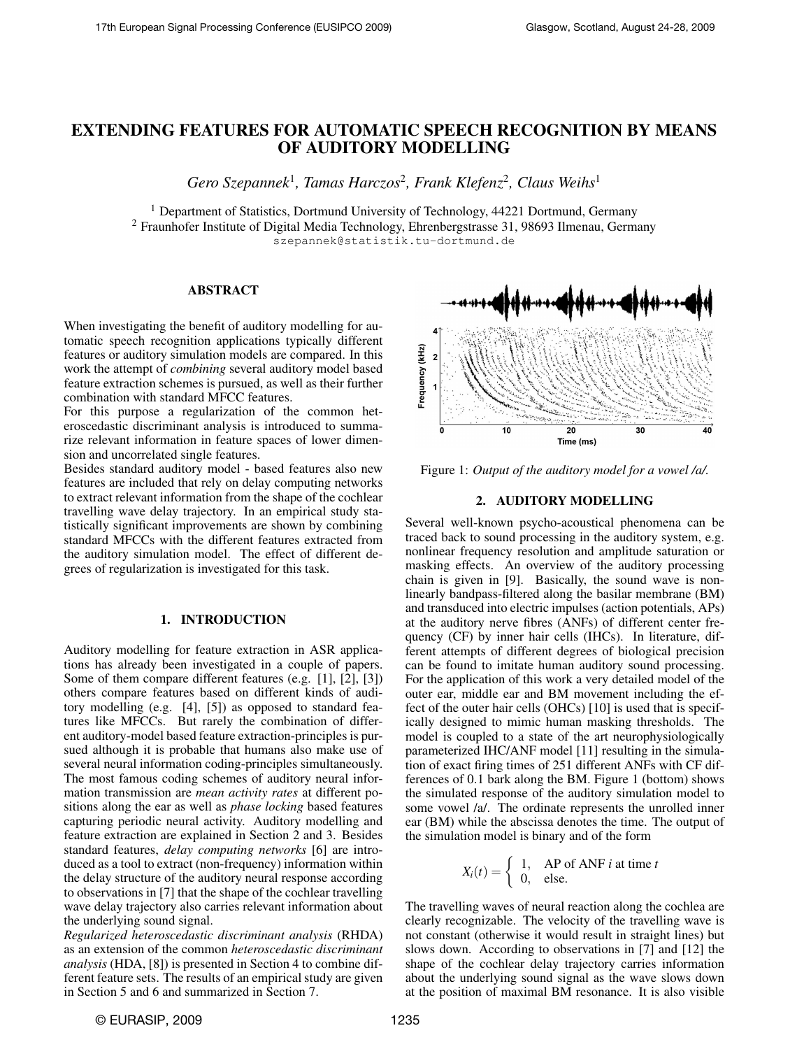# EXTENDING FEATURES FOR AUTOMATIC SPEECH RECOGNITION BY MEANS OF AUDITORY MODELLING

*Gero Szepannek*[1], *Tamas Harczos*[2], *Frank Klefenz*[2], *Claus Weihs*[1]

[1] Department of Statistics, Dortmund University of Technology, 44221 Dortmund, Germany
[2] Fraunhofer Institute of Digital Media Technology, Ehrenbergstrasse 31, 98693 Ilmenau, Germany
szepannek@statistik.tu-dortmund.de

## ABSTRACT

When investigating the benefit of auditory modelling for automatic speech recognition applications typically different features or auditory simulation models are compared. In this work the attempt of *combining* several auditory model based feature extraction schemes is pursued, as well as their further combination with standard MFCC features.

For this purpose a regularization of the common heteroscedastic discriminant analysis is introduced to summarize relevant information in feature spaces of lower dimension and uncorrelated single features.

Besides standard auditory model - based features also new features are included that rely on delay computing networks to extract relevant information from the shape of the cochlear travelling wave delay trajectory. In an empirical study statistically significant improvements are shown by combining standard MFCCs with the different features extracted from the auditory simulation model. The effect of different degrees of regularization is investigated for this task.

## 1. INTRODUCTION

Auditory modelling for feature extraction in ASR applications has already been investigated in a couple of papers. Some of them compare different features (e.g. [1], [2], [3]) others compare features based on different kinds of auditory modelling (e.g. [4], [5]) as opposed to standard features like MFCCs. But rarely the combination of different auditory-model based feature extraction-principles is pursued although it is probable that humans also make use of several neural information coding-principles simultaneously. The most famous coding schemes of auditory neural information transmission are *mean activity rates* at different positions along the ear as well as *phase locking* based features capturing periodic neural activity. Auditory modelling and feature extraction are explained in Section 2 and 3. Besides standard features, *delay computing networks* [6] are introduced as a tool to extract (non-frequency) information within the delay structure of the auditory neural response according to observations in [7] that the shape of the cochlear travelling wave delay trajectory also carries relevant information about the underlying sound signal.

*Regularized heteroscedastic discriminant analysis* (RHDA) as an extension of the common *heteroscedastic discriminant analysis* (HDA, [8]) is presented in Section 4 to combine different feature sets. The results of an empirical study are given in Section 5 and 6 and summarized in Section 7.

Frequency (kHz)
4
2
1
0 10 20 30 40
Time (ms)

Figure 1: *Output of the auditory model for a vowel /a/.*

## 2. AUDITORY MODELLING

Several well-known psycho-acoustical phenomena can be traced back to sound processing in the auditory system, e.g. nonlinear frequency resolution and amplitude saturation or masking effects. An overview of the auditory processing chain is given in [9]. Basically, the sound wave is nonlinearly bandpass-filtered along the basilar membrane (BM) and transduced into electric impulses (action potentials, APs) at the auditory nerve fibres (ANFs) of different center frequency (CF) by inner hair cells (IHCs). In literature, different attempts of different degrees of biological precision can be found to imitate human auditory sound processing. For the application of this work a very detailed model of the outer ear, middle ear and BM movement including the effect of the outer hair cells (OHCs) [10] is used that is specifically designed to mimic human masking thresholds. The model is coupled to a state of the art neurophysiologically parameterized IHC/ANF model [11] resulting in the simulation of exact firing times of 251 different ANFs with CF differences of 0.1 bark along the BM. Figure 1 (bottom) shows the simulated response of the auditory simulation model to some vowel /a/. The ordinate represents the unrolled inner ear (BM) while the abscissa denotes the time. The output of the simulation model is binary and of the form

$$X_i(t) = \begin{cases} 1, & \text{AP of ANF } i \text{ at time } t \\ 0, & \text{else.} \end{cases}$$

The travelling waves of neural reaction along the cochlea are clearly recognizable. The velocity of the travelling wave is not constant (otherwise it would result in straight lines) but slows down. According to observations in [7] and [12] the shape of the cochlear delay trajectory carries information about the underlying sound signal as the wave slows down at the position of maximal BM resonance. It is also visible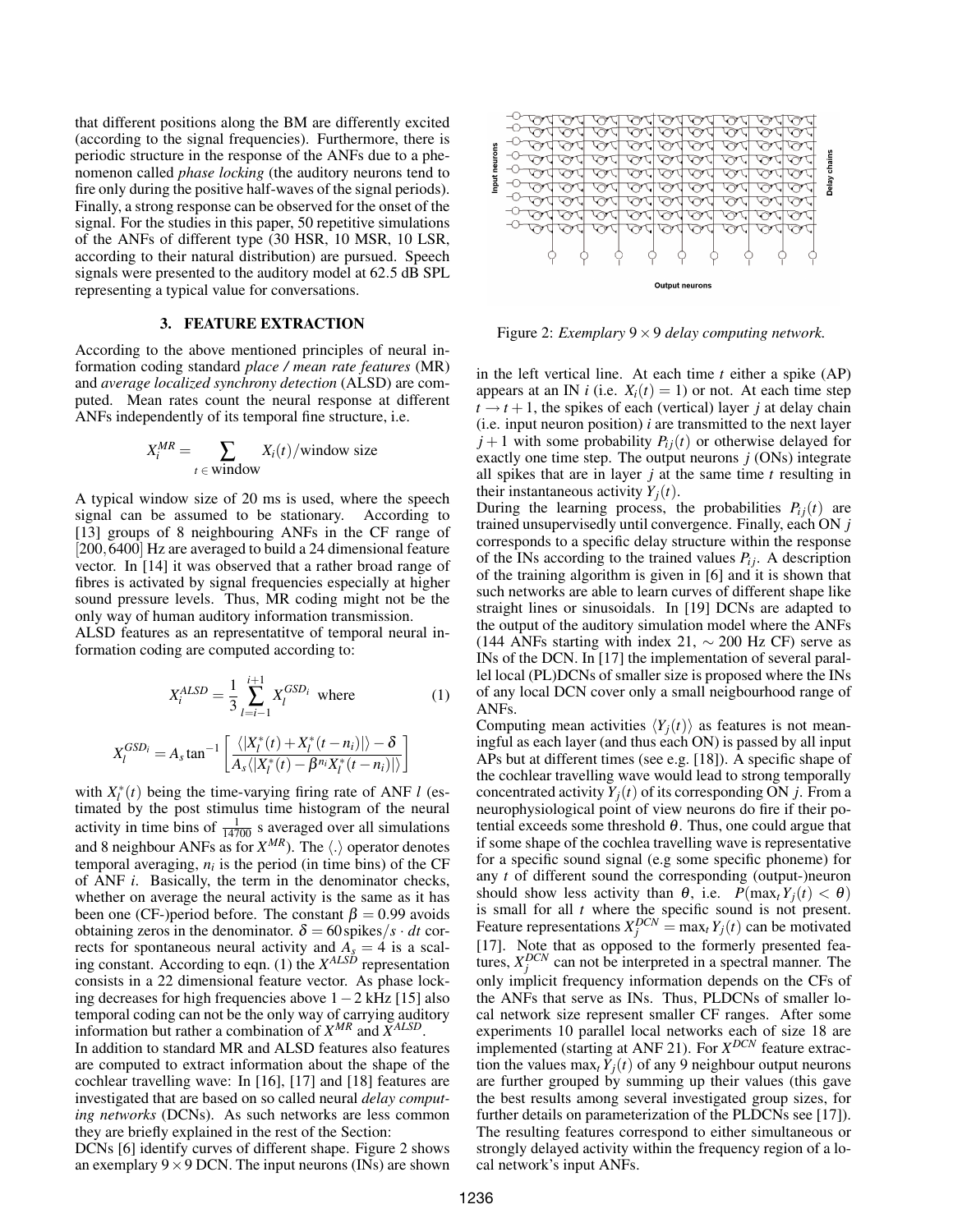that different positions along the BM are differently excited (according to the signal frequencies). Furthermore, there is periodic structure in the response of the ANFs due to a phenomenon called *phase locking* (the auditory neurons tend to fire only during the positive half-waves of the signal periods). Finally, a strong response can be observed for the onset of the signal. For the studies in this paper, 50 repetitive simulations of the ANFs of different type (30 HSR, 10 MSR, 10 LSR, according to their natural distribution) are pursued. Speech signals were presented to the auditory model at 62.5 dB SPL representing a typical value for conversations.

## 3. FEATURE EXTRACTION

According to the above mentioned principles of neural information coding standard *place / mean rate features* (MR) and *average localized synchrony detection* (ALSD) are computed. Mean rates count the neural response at different ANFs independently of its temporal fine structure, i.e.

$$X_i^{MR} = \sum_{t \in \text{window}} X_i(t)/\text{window size}$$

A typical window size of 20 ms is used, where the speech signal can be assumed to be stationary. According to [13] groups of 8 neighbouring ANFs in the CF range of $[200, 6400]$ Hz are averaged to build a 24 dimensional feature vector. In [14] it was observed that a rather broad range of fibres is activated by signal frequencies especially at higher sound pressure levels. Thus, MR coding might not be the only way of human auditory information transmission.

ALSD features as an representatitve of temporal neural information coding are computed according to:

$$X_i^{ALSD} = \frac{1}{3} \sum_{l=i-1}^{i+1} X_l^{GSD_i} \text{ where} \tag{1}$$

$$X_l^{GSD_i} = A_s \tan^{-1}\left[\frac{\langle |X_l^*(t) + X_l^*(t-n_i)| \rangle - \delta}{A_s \langle |X_l^*(t) - \beta^{n_i} X_l^*(t-n_i)| \rangle}\right]$$

with $X_l^*(t)$ being the time-varying firing rate of ANF $l$ (estimated by the post stimulus time histogram of the neural activity in time bins of $\frac{1}{14700}$ s averaged over all simulations and 8 neighbour ANFs as for $X^{MR}$). The $\langle . \rangle$ operator denotes temporal averaging, $n_i$ is the period (in time bins) of the CF of ANF $i$. Basically, the term in the denominator checks, whether on average the neural activity is the same as it has been one (CF-)period before. The constant $\beta = 0.99$ avoids obtaining zeros in the denominator. $\delta = 60\,\text{spikes}/s \cdot dt$ corrects for spontaneous neural activity and $A_s = 4$ is a scaling constant. According to eqn. (1) the $X^{ALSD}$ representation consists in a 22 dimensional feature vector. As phase locking decreases for high frequencies above $1-2$ kHz [15] also temporal coding can not be the only way of carrying auditory information but rather a combination of $X^{MR}$ and $X^{ALSD}$.

In addition to standard MR and ALSD features also features are computed to extract information about the shape of the cochlear travelling wave: In [16], [17] and [18] features are investigated that are based on so called neural *delay computing networks* (DCNs). As such networks are less common they are briefly explained in the rest of the Section:

DCNs [6] identify curves of different shape. Figure 2 shows an exemplary $9 \times 9$ DCN. The input neurons (INs) are shown in the left vertical line. At each time $t$ either a spike (AP) appears at an IN $i$ (i.e. $X_i(t) = 1$) or not. At each time step $t \to t+1$, the spikes of each (vertical) layer $j$ at delay chain (i.e. input neuron position) $i$ are transmitted to the next layer $j+1$ with some probability $P_{ij}(t)$ or otherwise delayed for exactly one time step. The output neurons $j$ (ONs) integrate all spikes that are in layer $j$ at the same time $t$ resulting in their instantaneous activity $Y_j(t)$.

Input neurons

Delay chains

Output neurons

Figure 2: *Exemplary* $9 \times 9$ *delay computing network.*

During the learning process, the probabilities $P_{ij}(t)$ are trained unsupervisedly until convergence. Finally, each ON $j$ corresponds to a specific delay structure within the response of the INs according to the trained values $P_{ij}$. A description of the training algorithm is given in [6] and it is shown that such networks are able to learn curves of different shape like straight lines or sinusoidals. In [19] DCNs are adapted to the output of the auditory simulation model where the ANFs (144 ANFs starting with index 21, $\sim 200$ Hz CF) serve as INs of the DCN. In [17] the implementation of several parallel local (PL)DCNs of smaller size is proposed where the INs of any local DCN cover only a small neigbourhood range of ANFs.

Computing mean activities $\langle Y_j(t) \rangle$ as features is not meaningful as each layer (and thus each ON) is passed by all input APs but at different times (see e.g. [18]). A specific shape of the cochlear travelling wave would lead to strong temporally concentrated activity $Y_j(t)$ of its corresponding ON $j$. From a neurophysiological point of view neurons do fire if their potential exceeds some threshold $\theta$. Thus, one could argue that if some shape of the cochlea travelling wave is representative for a specific sound signal (e.g some specific phoneme) for any $t$ of different sound the corresponding (output-)neuron should show less activity than $\theta$, i.e. $P(\max_t Y_j(t) < \theta)$ is small for all $t$ where the specific sound is not present. Feature representations $X_j^{DCN} = \max_t Y_j(t)$ can be motivated [17]. Note that as opposed to the formerly presented features, $X_j^{DCN}$ can not be interpreted in a spectral manner. The only implicit frequency information depends on the CFs of the ANFs that serve as INs. Thus, PLDCNs of smaller local network size represent smaller CF ranges. After some experiments 10 parallel local networks each of size 18 are implemented (starting at ANF 21). For $X^{DCN}$ feature extraction the values $\max_t Y_j(t)$ of any 9 neighbour output neurons are further grouped by summing up their values (this gave the best results among several investigated group sizes, for further details on parameterization of the PLDCNs see [17]). The resulting features correspond to either simultaneous or strongly delayed activity within the frequency region of a local network's input ANFs.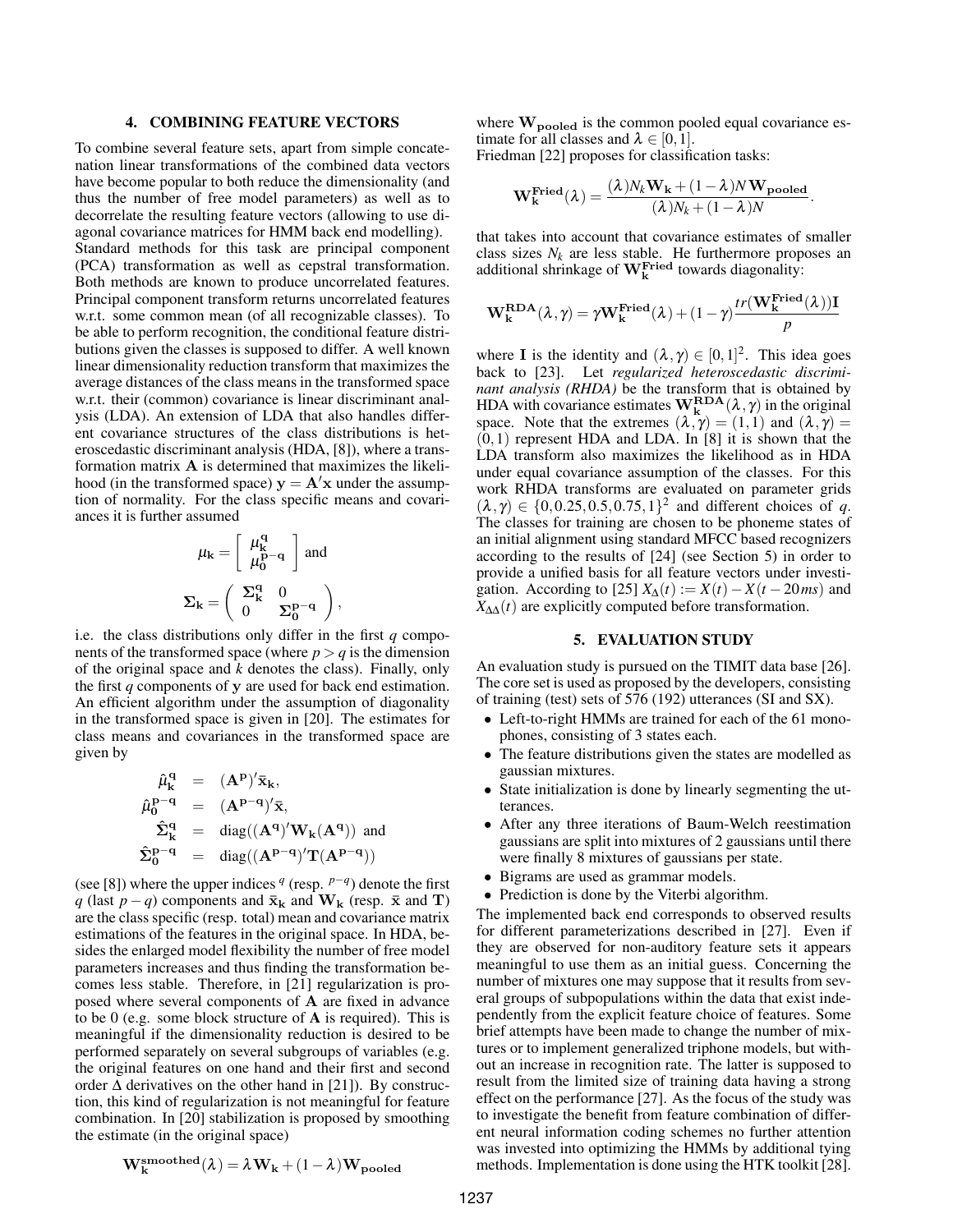## 4. COMBINING FEATURE VECTORS

To combine several feature sets, apart from simple concatenation linear transformations of the combined data vectors have become popular to both reduce the dimensionality (and thus the number of free model parameters) as well as to decorrelate the resulting feature vectors (allowing to use diagonal covariance matrices for HMM back end modelling).

Standard methods for this task are principal component (PCA) transformation as well as cepstral transformation. Both methods are known to produce uncorrelated features. Principal component transform returns uncorrelated features w.r.t. some common mean (of all recognizable classes). To be able to perform recognition, the conditional feature distributions given the classes is supposed to differ. A well known linear dimensionality reduction transform that maximizes the average distances of the class means in the transformed space w.r.t. their (common) covariance is linear discriminant analysis (LDA). An extension of LDA that also handles different covariance structures of the class distributions is heteroscedastic discriminant analysis (HDA, [8]), where a transformation matrix $\mathbf{A}$ is determined that maximizes the likelihood (in the transformed space) $\mathbf{y} = \mathbf{A}'\mathbf{x}$ under the assumption of normality. For the class specific means and covariances it is further assumed

$$\mu_\mathbf{k} = \begin{bmatrix} \mu_\mathbf{k}^\mathbf{q} \\ \mu_\mathbf{0}^\mathbf{p-q} \end{bmatrix} \text{ and}$$

$$\mathbf{\Sigma_k} = \begin{pmatrix} \mathbf{\Sigma_k^q} & 0 \\ 0 & \mathbf{\Sigma_0^{p-q}} \end{pmatrix},$$

i.e. the class distributions only differ in the first $q$ components of the transformed space (where $p > q$ is the dimension of the original space and $k$ denotes the class). Finally, only the first $q$ components of $\mathbf{y}$ are used for back end estimation. An efficient algorithm under the assumption of diagonality in the transformed space is given in [20]. The estimates for class means and covariances in the transformed space are given by

$$\begin{aligned}
\hat{\mu}_\mathbf{k}^\mathbf{q} &= (\mathbf{A^p})'\bar{\mathbf{x}}_\mathbf{k}, \\
\hat{\mu}_\mathbf{0}^\mathbf{p-q} &= (\mathbf{A^{p-q}})'\bar{\mathbf{x}}, \\
\hat{\mathbf{\Sigma}}_\mathbf{k}^\mathbf{q} &= \text{diag}((\mathbf{A^q})'\mathbf{W_k}(\mathbf{A^q})) \text{ and} \\
\hat{\mathbf{\Sigma}}_\mathbf{0}^\mathbf{p-q} &= \text{diag}((\mathbf{A^{p-q}})'\mathbf{T}(\mathbf{A^{p-q}}))
\end{aligned}$$

(see [8]) where the upper indices $^q$ (resp. $^{p-q}$) denote the first $q$ (last $p-q$) components and $\bar{\mathbf{x}}_\mathbf{k}$ and $\mathbf{W_k}$ (resp. $\bar{\mathbf{x}}$ and $\mathbf{T}$) are the class specific (resp. total) mean and covariance matrix estimations of the features in the original space. In HDA, besides the enlarged model flexibility the number of free model parameters increases and thus finding the transformation becomes less stable. Therefore, in [21] regularization is proposed where several components of $\mathbf{A}$ are fixed in advance to be 0 (e.g. some block structure of $\mathbf{A}$ is required). This is meaningful if the dimensionality reduction is desired to be performed separately on several subgroups of variables (e.g. the original features on one hand and their first and second order $\Delta$ derivatives on the other hand in [21]). By construction, this kind of regularization is not meaningful for feature combination. In [20] stabilization is proposed by smoothing the estimate (in the original space)

$$\mathbf{W_k^{smoothed}}(\lambda) = \lambda\mathbf{W_k} + (1-\lambda)\mathbf{W_{pooled}}$$

where $\mathbf{W_{pooled}}$ is the common pooled equal covariance estimate for all classes and $\lambda \in [0,1]$.

Friedman [22] proposes for classification tasks:

$$\mathbf{W_k^{Fried}}(\lambda) = \frac{(\lambda)N_k\mathbf{W_k} + (1-\lambda)N\,\mathbf{W_{pooled}}}{(\lambda)N_k + (1-\lambda)N}.$$

that takes into account that covariance estimates of smaller class sizes $N_k$ are less stable. He furthermore proposes an additional shrinkage of $\mathbf{W_k^{Fried}}$ towards diagonality:

$$\mathbf{W_k^{RDA}}(\lambda,\gamma) = \gamma\mathbf{W_k^{Fried}}(\lambda) + (1-\gamma)\frac{tr(\mathbf{W_k^{Fried}}(\lambda))\mathbf{I}}{p}$$

where $\mathbf{I}$ is the identity and $(\lambda,\gamma) \in [0,1]^2$. This idea goes back to [23]. Let *regularized heteroscedastic discriminant analysis (RHDA)* be the transform that is obtained by HDA with covariance estimates $\mathbf{W_k^{RDA}}(\lambda,\gamma)$ in the original space. Note that the extremes $(\lambda,\gamma) = (1,1)$ and $(\lambda,\gamma) = (0,1)$ represent HDA and LDA. In [8] it is shown that the LDA transform also maximizes the likelihood as in HDA under equal covariance assumption of the classes. For this work RHDA transforms are evaluated on parameter grids $(\lambda,\gamma) \in \{0, 0.25, 0.5, 0.75, 1\}^2$ and different choices of $q$. The classes for training are chosen to be phoneme states of an initial alignment using standard MFCC based recognizers according to the results of [24] (see Section 5) in order to provide a unified basis for all feature vectors under investigation. According to [25] $X_\Delta(t) := X(t) - X(t - 20ms)$ and $X_{\Delta\Delta}(t)$ are explicitly computed before transformation.

## 5. EVALUATION STUDY

An evaluation study is pursued on the TIMIT data base [26]. The core set is used as proposed by the developers, consisting of training (test) sets of 576 (192) utterances (SI and SX).

- Left-to-right HMMs are trained for each of the 61 monophones, consisting of 3 states each.
- The feature distributions given the states are modelled as gaussian mixtures.
- State initialization is done by linearly segmenting the utterances.
- After any three iterations of Baum-Welch reestimation gaussians are split into mixtures of 2 gaussians until there were finally 8 mixtures of gaussians per state.
- Bigrams are used as grammar models.
- Prediction is done by the Viterbi algorithm.

The implemented back end corresponds to observed results for different parameterizations described in [27]. Even if they are observed for non-auditory feature sets it appears meaningful to use them as an initial guess. Concerning the number of mixtures one may suppose that it results from several groups of subpopulations within the data that exist independently from the explicit feature choice of features. Some brief attempts have been made to change the number of mixtures or to implement generalized triphone models, but without an increase in recognition rate. The latter is supposed to result from the limited size of training data having a strong effect on the performance [27]. As the focus of the study was to investigate the benefit from feature combination of different neural information coding schemes no further attention was invested into optimizing the HMMs by additional tying methods. Implementation is done using the HTK toolkit [28].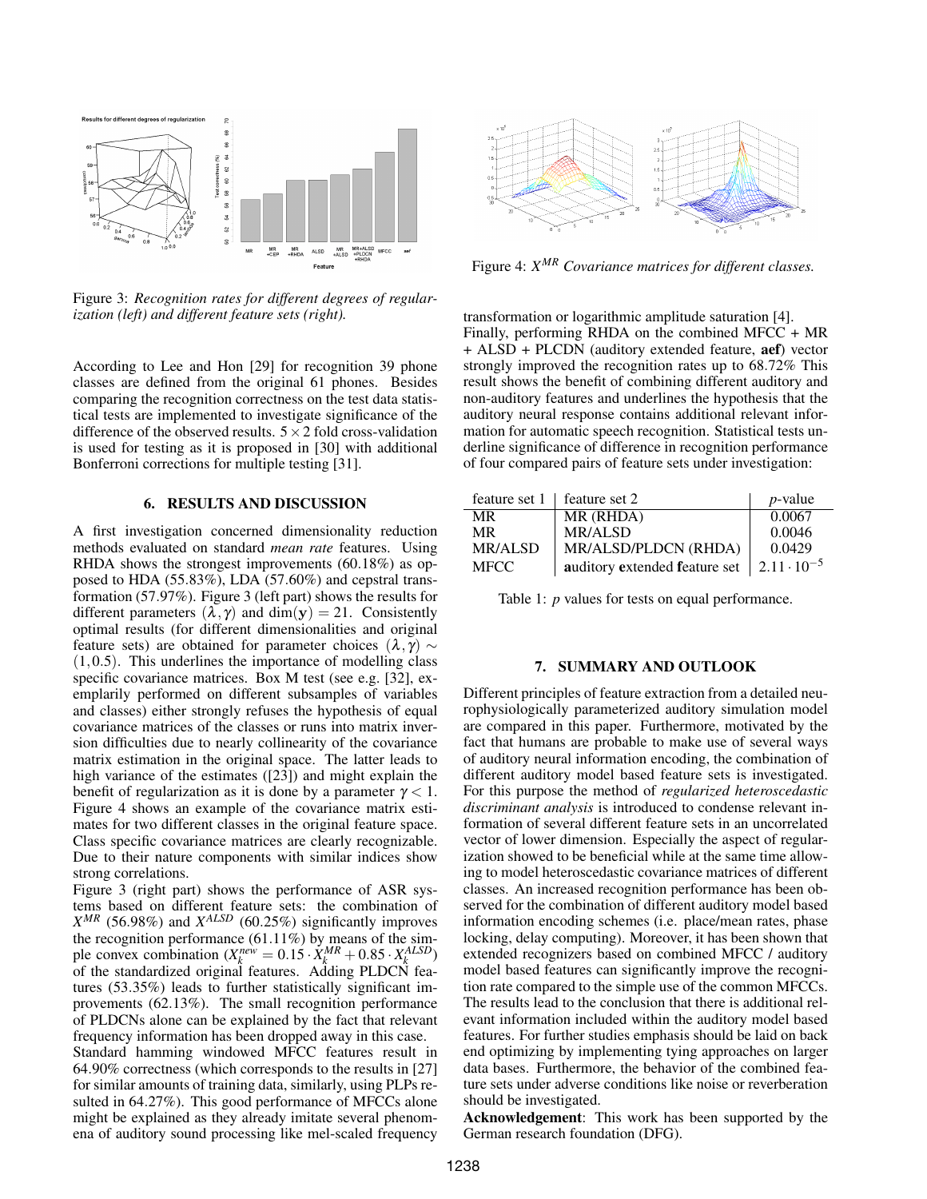Results for different degrees of regularization

Test correctness (%)

MR
MR +CEP
MR +RHDA
ALSD
MR +ALSD
MR+ALSD +PLDCN +RHDA
MFCC
aef

Feature

Figure 3: *Recognition rates for different degrees of regularization (left) and different feature sets (right).*

According to Lee and Hon [29] for recognition 39 phone classes are defined from the original 61 phones. Besides comparing the recognition correctness on the test data statistical tests are implemented to investigate significance of the difference of the observed results. $5 \times 2$ fold cross-validation is used for testing as it is proposed in [30] with additional Bonferroni corrections for multiple testing [31].

## 6. RESULTS AND DISCUSSION

A first investigation concerned dimensionality reduction methods evaluated on standard *mean rate* features. Using RHDA shows the strongest improvements (60.18%) as opposed to HDA (55.83%), LDA (57.60%) and cepstral transformation (57.97%). Figure 3 (left part) shows the results for different parameters $(\lambda, \gamma)$ and $\dim(\mathbf{y}) = 21$. Consistently optimal results (for different dimensionalities and original feature sets) are obtained for parameter choices $(\lambda, \gamma) \sim (1, 0.5)$. This underlines the importance of modelling class specific covariance matrices. Box M test (see e.g. [32], exemplarily performed on different subsamples of variables and classes) either strongly refuses the hypothesis of equal covariance matrices of the classes or runs into matrix inversion difficulties due to nearly collinearity of the covariance matrix estimation in the original space. The latter leads to high variance of the estimates ([23]) and might explain the benefit of regularization as it is done by a parameter $\gamma < 1$. Figure 4 shows an example of the covariance matrix estimates for two different classes in the original feature space. Class specific covariance matrices are clearly recognizable. Due to their nature components with similar indices show strong correlations.

Figure 3 (right part) shows the performance of ASR systems based on different feature sets: the combination of $X^{MR}$ (56.98%) and $X^{ALSD}$ (60.25%) significantly improves the recognition performance (61.11%) by means of the simple convex combination ($X_k^{new} = 0.15 \cdot X_k^{MR} + 0.85 \cdot X_k^{ALSD}$) of the standardized original features. Adding PLDCN features (53.35%) leads to further statistically significant improvements (62.13%). The small recognition performance of PLDCNs alone can be explained by the fact that relevant frequency information has been dropped away in this case.

Standard hamming windowed MFCC features result in 64.90% correctness (which corresponds to the results in [27] for similar amounts of training data, similarly, using PLPs resulted in 64.27%). This good performance of MFCCs alone might be explained as they already imitate several phenomena of auditory sound processing like mel-scaled frequency transformation or logarithmic amplitude saturation [4].

Finally, performing RHDA on the combined MFCC + MR + ALSD + PLCDN (auditory extended feature, **aef**) vector strongly improved the recognition rates up to 68.72% This result shows the benefit of combining different auditory and non-auditory features and underlines the hypothesis that the auditory neural response contains additional relevant information for automatic speech recognition. Statistical tests underline significance of difference in recognition performance of four compared pairs of feature sets under investigation:

Figure 4: *$X^{MR}$ Covariance matrices for different classes.*

| feature set 1 | feature set 2 | $p$-value |
|---|---|---|
| MR | MR (RHDA) | 0.0067 |
| MR | MR/ALSD | 0.0046 |
| MR/ALSD | MR/ALSD/PLDCN (RHDA) | 0.0429 |
| MFCC | **a**uditory **e**xtended **f**eature set | $2.11 \cdot 10^{-5}$ |

Table 1: $p$ values for tests on equal performance.

## 7. SUMMARY AND OUTLOOK

Different principles of feature extraction from a detailed neurophysiologically parameterized auditory simulation model are compared in this paper. Furthermore, motivated by the fact that humans are probable to make use of several ways of auditory neural information encoding, the combination of different auditory model based feature sets is investigated. For this purpose the method of *regularized heteroscedastic discriminant analysis* is introduced to condense relevant information of several different feature sets in an uncorrelated vector of lower dimension. Especially the aspect of regularization showed to be beneficial while at the same time allowing to model heteroscedastic covariance matrices of different classes. An increased recognition performance has been observed for the combination of different auditory model based information encoding schemes (i.e. place/mean rates, phase locking, delay computing). Moreover, it has been shown that extended recognizers based on combined MFCC / auditory model based features can significantly improve the recognition rate compared to the simple use of the common MFCCs. The results lead to the conclusion that there is additional relevant information included within the auditory model based features. For further studies emphasis should be laid on back end optimizing by implementing tying approaches on larger data bases. Furthermore, the behavior of the combined feature sets under adverse conditions like noise or reverberation should be investigated.

**Acknowledgement**: This work has been supported by the German research foundation (DFG).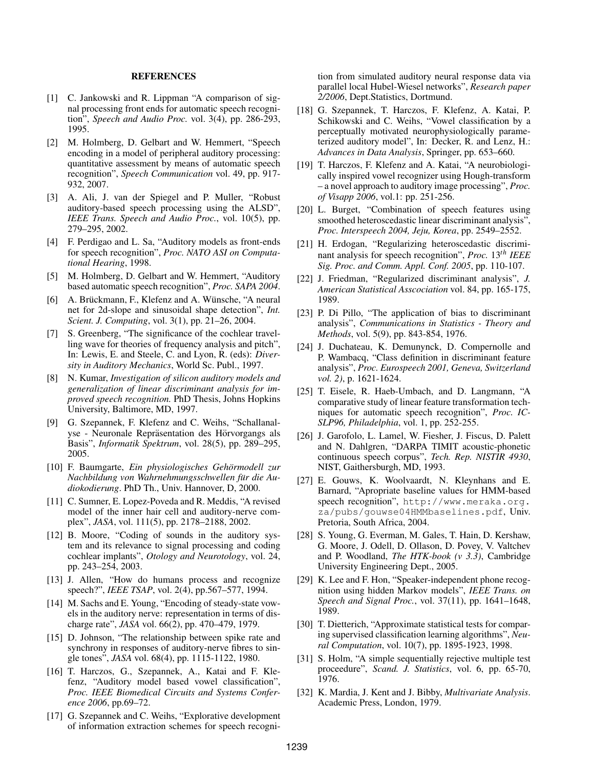## REFERENCES

[1] C. Jankowski and R. Lippman "A comparison of signal processing front ends for automatic speech recognition", *Speech and Audio Proc.* vol. 3(4), pp. 286-293, 1995.

[2] M. Holmberg, D. Gelbart and W. Hemmert, "Speech encoding in a model of peripheral auditory processing: quantitative assessment by means of automatic speech recognition", *Speech Communication* vol. 49, pp. 917-932, 2007.

[3] A. Ali, J. van der Spiegel and P. Muller, "Robust auditory-based speech processing using the ALSD", *IEEE Trans. Speech and Audio Proc.*, vol. 10(5), pp. 279–295, 2002.

[4] F. Perdigao and L. Sa, "Auditory models as front-ends for speech recognition", *Proc. NATO ASI on Computational Hearing*, 1998.

[5] M. Holmberg, D. Gelbart and W. Hemmert, "Auditory based automatic speech recognition", *Proc. SAPA 2004*.

[6] A. Brückmann, F., Klefenz and A. Wünsche, "A neural net for 2d-slope and sinusoidal shape detection", *Int. Scient. J. Computing*, vol. 3(1), pp. 21–26, 2004.

[7] S. Greenberg, "The significance of the cochlear travelling wave for theories of frequency analysis and pitch", In: Lewis, E. and Steele, C. and Lyon, R. (eds): *Diversity in Auditory Mechanics*, World Sc. Publ., 1997.

[8] N. Kumar, *Investigation of silicon auditory models and generalization of linear discriminant analysis for improved speech recognition.* PhD Thesis, Johns Hopkins University, Baltimore, MD, 1997.

[9] G. Szepannek, F. Klefenz and C. Weihs, "Schallanalyse - Neuronale Repräsentation des Hörvorgangs als Basis", *Informatik Spektrum*, vol. 28(5), pp. 289–295, 2005.

[10] F. Baumgarte, *Ein physiologisches Gehörmodell zur Nachbildung von Wahrnehmungsschwellen für die Audiokodierung*. PhD Th., Univ. Hannover, D, 2000.

[11] C. Sumner, E. Lopez-Poveda and R. Meddis, "A revised model of the inner hair cell and auditory-nerve complex", *JASA*, vol. 111(5), pp. 2178–2188, 2002.

[12] B. Moore, "Coding of sounds in the auditory system and its relevance to signal processing and coding cochlear implants", *Otology and Neurotology*, vol. 24, pp. 243–254, 2003.

[13] J. Allen, "How do humans process and recognize speech?", *IEEE TSAP*, vol. 2(4), pp.567–577, 1994.

[14] M. Sachs and E. Young, "Encoding of steady-state vowels in the auditory nerve: representation in terms of discharge rate", *JASA* vol. 66(2), pp. 470–479, 1979.

[15] D. Johnson, "The relationship between spike rate and synchrony in responses of auditory-nerve fibres to single tones", *JASA* vol. 68(4), pp. 1115-1122, 1980.

[16] T. Harczos, G., Szepannek, A., Katai and F. Klefenz, "Auditory model based vowel classification", *Proc. IEEE Biomedical Circuits and Systems Conference 2006*, pp.69–72.

[17] G. Szepannek and C. Weihs, "Explorative development of information extraction schemes for speech recognition from simulated auditory neural response data via parallel local Hubel-Wiesel networks", *Research paper 2/2006*, Dept.Statistics, Dortmund.

[18] G. Szepannek, T. Harczos, F. Klefenz, A. Katai, P. Schikowski and C. Weihs, "Vowel classification by a perceptually motivated neurophysiologically parameterized auditory model", In: Decker, R. and Lenz, H.: *Advances in Data Analysis*, Springer, pp. 653–660.

[19] T. Harczos, F. Klefenz and A. Katai, "A neurobiologically inspired vowel recognizer using Hough-transform – a novel approach to auditory image processing", *Proc. of Visapp 2006*, vol.1: pp. 251-256.

[20] L. Burget, "Combination of speech features using smoothed heteroscedastic linear discriminant analysis", *Proc. Interspeech 2004, Jeju, Korea*, pp. 2549–2552.

[21] H. Erdogan, "Regularizing heteroscedastic discriminant analysis for speech recognition", *Proc. 13th IEEE Sig. Proc. and Comm. Appl. Conf. 2005*, pp. 110-107.

[22] J. Friedman, "Regularized discriminant analysis", *J. American Statistical Asscociation* vol. 84, pp. 165-175, 1989.

[23] P. Di Pillo, "The application of bias to discriminant analysis", *Communications in Statistics - Theory and Methods*, vol. 5(9), pp. 843-854, 1976.

[24] J. Duchateau, K. Demunynck, D. Compernolle and P. Wambacq, "Class definition in discriminant feature analysis", *Proc. Eurospeech 2001, Geneva, Switzerland vol. 2)*, p. 1621-1624.

[25] T. Eisele, R. Haeb-Umbach, and D. Langmann, "A comparative study of linear feature transformation techniques for automatic speech recognition", *Proc. ICSLP96, Philadelphia*, vol. 1, pp. 252-255.

[26] J. Garofolo, L. Lamel, W. Fiesher, J. Fiscus, D. Palett and N. Dahlgren, "DARPA TIMIT acoustic-phonetic continuous speech corpus", *Tech. Rep. NISTIR 4930*, NIST, Gaithersburgh, MD, 1993.

[27] E. Gouws, K. Woolvaardt, N. Kleynhans and E. Barnard, "Apropriate baseline values for HMM-based speech recognition", `http://www.meraka.org.za/pubs/gouwse04HMMbaselines.pdf`, Univ. Pretoria, South Africa, 2004.

[28] S. Young, G. Everman, M. Gales, T. Hain, D. Kershaw, G. Moore, J. Odell, D. Ollason, D. Povey, V. Valtchev and P. Woodland, *The HTK-book (v 3.3)*, Cambridge University Engineering Dept., 2005.

[29] K. Lee and F. Hon, "Speaker-independent phone recognition using hidden Markov models", *IEEE Trans. on Speech and Signal Proc.*, vol. 37(11), pp. 1641–1648, 1989.

[30] T. Dietterich, "Approximate statistical tests for comparing supervised classification learning algorithms", *Neural Computation*, vol. 10(7), pp. 1895-1923, 1998.

[31] S. Holm, "A simple sequentially rejective multiple test proceedure", *Scand. J. Statistics*, vol. 6, pp. 65-70, 1976.

[32] K. Mardia, J. Kent and J. Bibby, *Multivariate Analysis*. Academic Press, London, 1979.